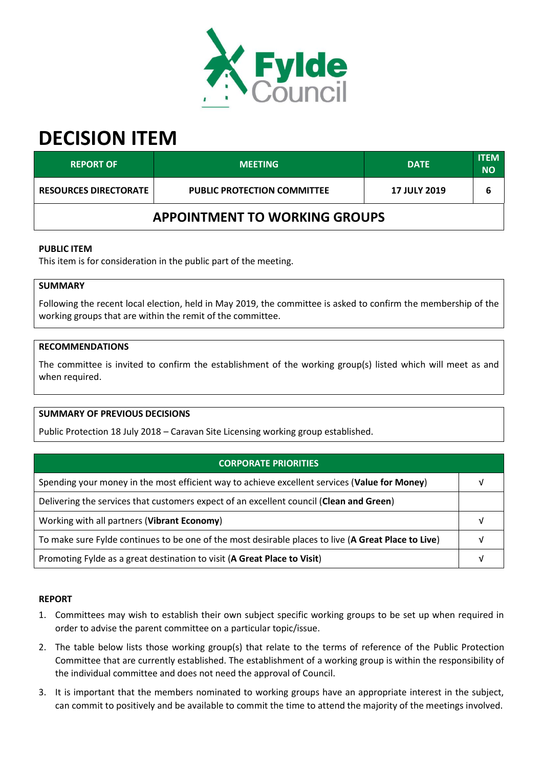# DECISION ITEM

| REPORT OF | MEETING | DATE | ITEM NO |
|---|---|---|---|
| RESOURCES DIRECTORATE | PUBLIC PROTECTION COMMITTEE | 17 JULY 2019 | 6 |

## APPOINTMENT TO WORKING GROUPS

**PUBLIC ITEM**

This item is for consideration in the public part of the meeting.

**SUMMARY**

Following the recent local election, held in May 2019, the committee is asked to confirm the membership of the working groups that are within the remit of the committee.

**RECOMMENDATIONS**

The committee is invited to confirm the establishment of the working group(s) listed which will meet as and when required.

**SUMMARY OF PREVIOUS DECISIONS**

Public Protection 18 July 2018 – Caravan Site Licensing working group established.

| CORPORATE PRIORITIES | |
|---|---|
| Spending your money in the most efficient way to achieve excellent services (**Value for Money**) | √ |
| Delivering the services that customers expect of an excellent council (**Clean and Green**) | |
| Working with all partners (**Vibrant Economy**) | √ |
| To make sure Fylde continues to be one of the most desirable places to live (**A Great Place to Live**) | √ |
| Promoting Fylde as a great destination to visit (**A Great Place to Visit**) | √ |

**REPORT**

1. Committees may wish to establish their own subject specific working groups to be set up when required in order to advise the parent committee on a particular topic/issue.
2. The table below lists those working group(s) that relate to the terms of reference of the Public Protection Committee that are currently established. The establishment of a working group is within the responsibility of the individual committee and does not need the approval of Council.
3. It is important that the members nominated to working groups have an appropriate interest in the subject, can commit to positively and be available to commit the time to attend the majority of the meetings involved.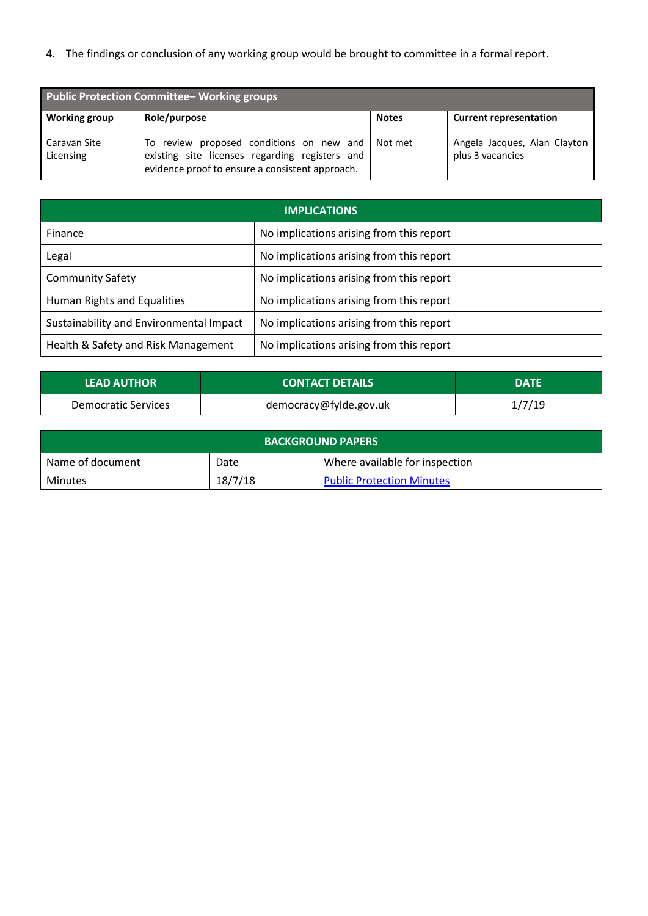4. The findings or conclusion of any working group would be brought to committee in a formal report.

| Public Protection Committee– Working groups | | | |
|---|---|---|---|
| **Working group** | **Role/purpose** | **Notes** | **Current representation** |
| Caravan Site Licensing | To review proposed conditions on new and existing site licenses regarding registers and evidence proof to ensure a consistent approach. | Not met | Angela Jacques, Alan Clayton plus 3 vacancies |

| IMPLICATIONS | |
|---|---|
| Finance | No implications arising from this report |
| Legal | No implications arising from this report |
| Community Safety | No implications arising from this report |
| Human Rights and Equalities | No implications arising from this report |
| Sustainability and Environmental Impact | No implications arising from this report |
| Health & Safety and Risk Management | No implications arising from this report |

| LEAD AUTHOR | CONTACT DETAILS | DATE |
|---|---|---|
| Democratic Services | democracy@fylde.gov.uk | 1/7/19 |

| BACKGROUND PAPERS | | |
|---|---|---|
| Name of document | Date | Where available for inspection |
| Minutes | 18/7/18 | Public Protection Minutes |